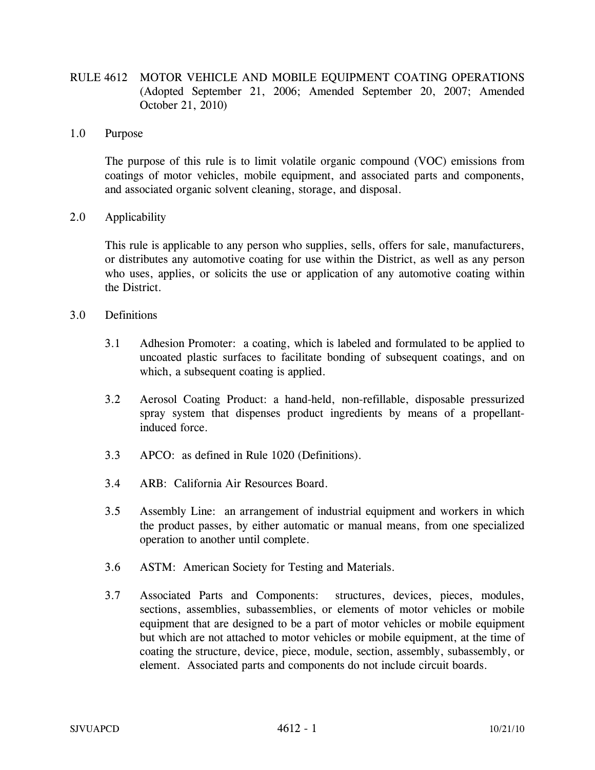# RULE 4612 MOTOR VEHICLE AND MOBILE EQUIPMENT COATING OPERATIONS (Adopted September 21, 2006; Amended September 20, 2007; Amended October 21, 2010)

## 1.0 Purpose

The purpose of this rule is to limit volatile organic compound (VOC) emissions from coatings of motor vehicles, mobile equipment, and associated parts and components, and associated organic solvent cleaning, storage, and disposal.

## 2.0 Applicability

This rule is applicable to any person who supplies, sells, offers for sale, manufactures, or distributes any automotive coating for use within the District, as well as any person who uses, applies, or solicits the use or application of any automotive coating within the District.

## 3.0 Definitions

3.1 Adhesion Promoter: a coating, which is labeled and formulated to be applied to uncoated plastic surfaces to facilitate bonding of subsequent coatings, and on which, a subsequent coating is applied.

3.2 Aerosol Coating Product: a hand-held, non-refillable, disposable pressurized spray system that dispenses product ingredients by means of a propellant-induced force.

3.3 APCO: as defined in Rule 1020 (Definitions).

3.4 ARB: California Air Resources Board.

3.5 Assembly Line: an arrangement of industrial equipment and workers in which the product passes, by either automatic or manual means, from one specialized operation to another until complete.

3.6 ASTM: American Society for Testing and Materials.

3.7 Associated Parts and Components: structures, devices, pieces, modules, sections, assemblies, subassemblies, or elements of motor vehicles or mobile equipment that are designed to be a part of motor vehicles or mobile equipment but which are not attached to motor vehicles or mobile equipment, at the time of coating the structure, device, piece, module, section, assembly, subassembly, or element. Associated parts and components do not include circuit boards.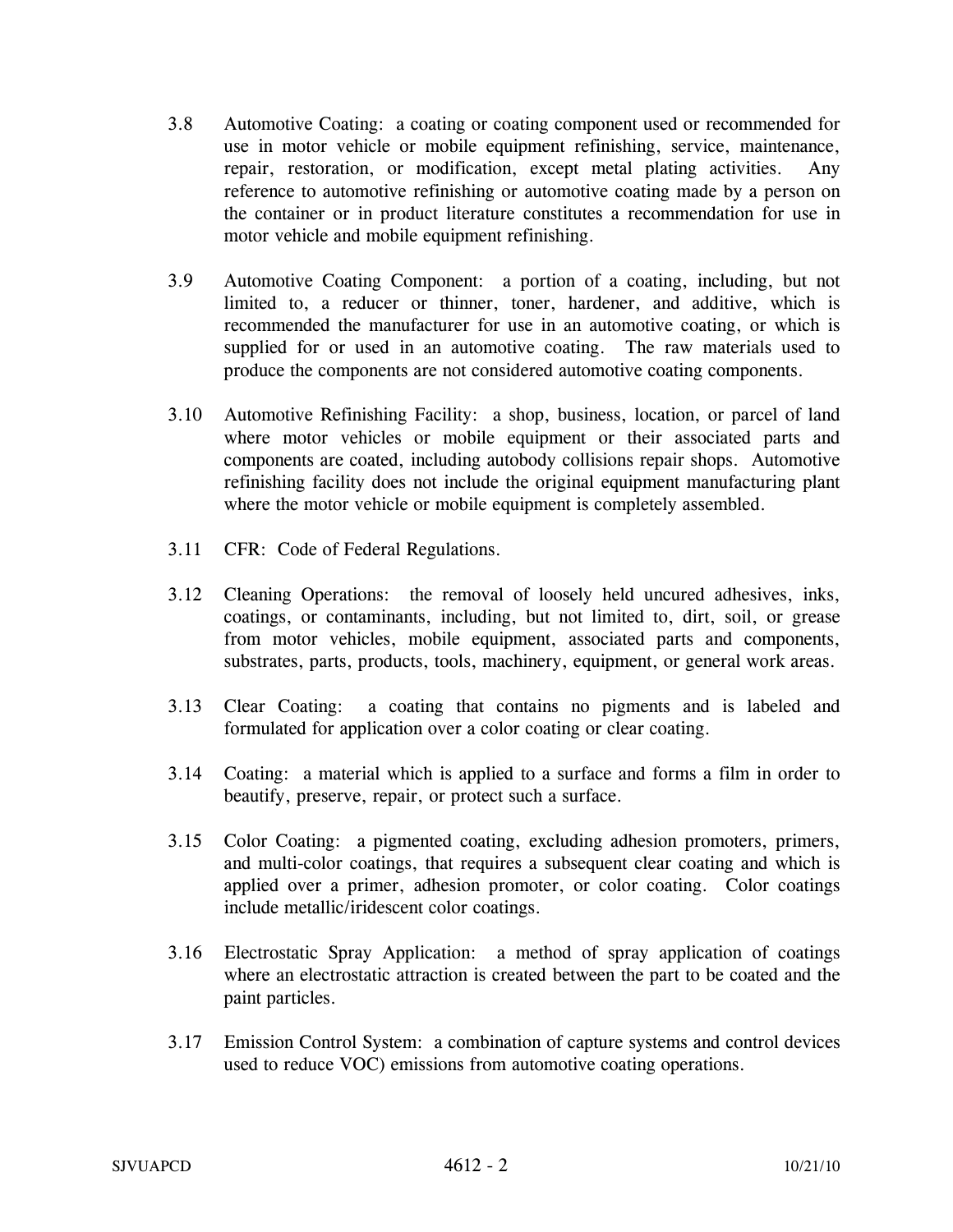3.8 Automotive Coating: a coating or coating component used or recommended for use in motor vehicle or mobile equipment refinishing, service, maintenance, repair, restoration, or modification, except metal plating activities. Any reference to automotive refinishing or automotive coating made by a person on the container or in product literature constitutes a recommendation for use in motor vehicle and mobile equipment refinishing.

3.9 Automotive Coating Component: a portion of a coating, including, but not limited to, a reducer or thinner, toner, hardener, and additive, which is recommended the manufacturer for use in an automotive coating, or which is supplied for or used in an automotive coating. The raw materials used to produce the components are not considered automotive coating components.

3.10 Automotive Refinishing Facility: a shop, business, location, or parcel of land where motor vehicles or mobile equipment or their associated parts and components are coated, including autobody collisions repair shops. Automotive refinishing facility does not include the original equipment manufacturing plant where the motor vehicle or mobile equipment is completely assembled.

3.11 CFR: Code of Federal Regulations.

3.12 Cleaning Operations: the removal of loosely held uncured adhesives, inks, coatings, or contaminants, including, but not limited to, dirt, soil, or grease from motor vehicles, mobile equipment, associated parts and components, substrates, parts, products, tools, machinery, equipment, or general work areas.

3.13 Clear Coating: a coating that contains no pigments and is labeled and formulated for application over a color coating or clear coating.

3.14 Coating: a material which is applied to a surface and forms a film in order to beautify, preserve, repair, or protect such a surface.

3.15 Color Coating: a pigmented coating, excluding adhesion promoters, primers, and multi-color coatings, that requires a subsequent clear coating and which is applied over a primer, adhesion promoter, or color coating. Color coatings include metallic/iridescent color coatings.

3.16 Electrostatic Spray Application: a method of spray application of coatings where an electrostatic attraction is created between the part to be coated and the paint particles.

3.17 Emission Control System: a combination of capture systems and control devices used to reduce VOC) emissions from automotive coating operations.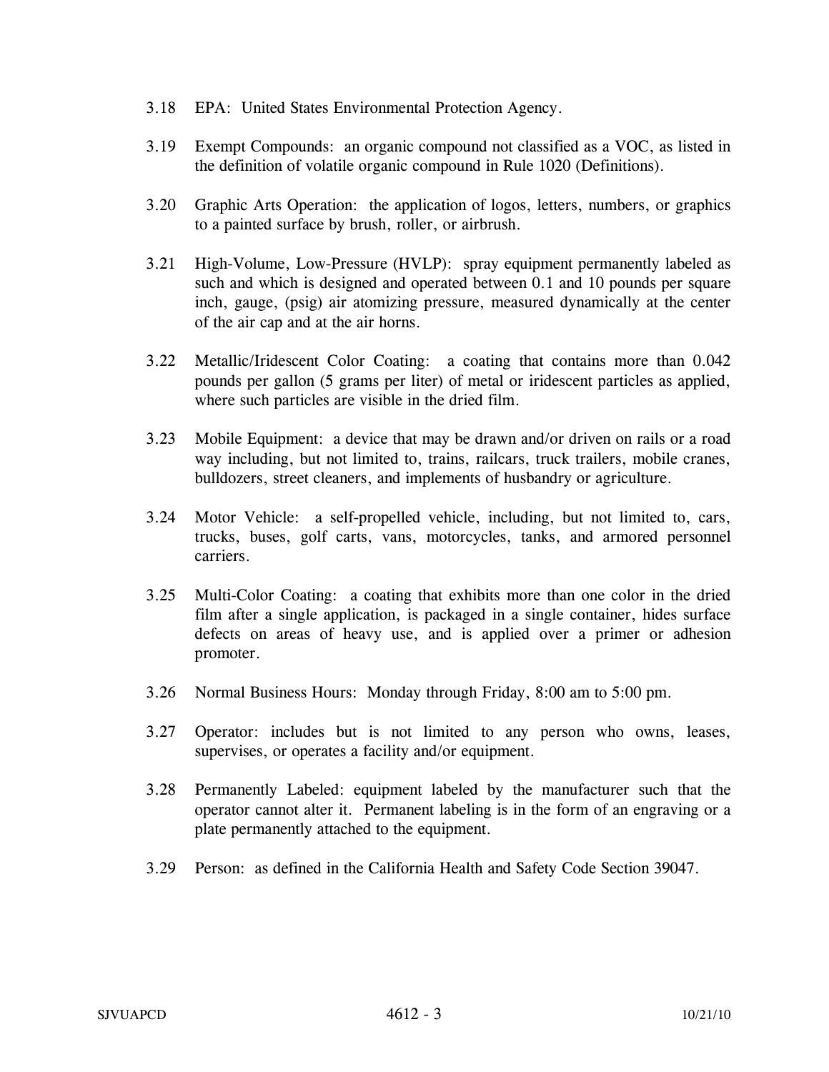3.18 EPA: United States Environmental Protection Agency.

3.19 Exempt Compounds: an organic compound not classified as a VOC, as listed in the definition of volatile organic compound in Rule 1020 (Definitions).

3.20 Graphic Arts Operation: the application of logos, letters, numbers, or graphics to a painted surface by brush, roller, or airbrush.

3.21 High-Volume, Low-Pressure (HVLP): spray equipment permanently labeled as such and which is designed and operated between 0.1 and 10 pounds per square inch, gauge, (psig) air atomizing pressure, measured dynamically at the center of the air cap and at the air horns.

3.22 Metallic/Iridescent Color Coating: a coating that contains more than 0.042 pounds per gallon (5 grams per liter) of metal or iridescent particles as applied, where such particles are visible in the dried film.

3.23 Mobile Equipment: a device that may be drawn and/or driven on rails or a road way including, but not limited to, trains, railcars, truck trailers, mobile cranes, bulldozers, street cleaners, and implements of husbandry or agriculture.

3.24 Motor Vehicle: a self-propelled vehicle, including, but not limited to, cars, trucks, buses, golf carts, vans, motorcycles, tanks, and armored personnel carriers.

3.25 Multi-Color Coating: a coating that exhibits more than one color in the dried film after a single application, is packaged in a single container, hides surface defects on areas of heavy use, and is applied over a primer or adhesion promoter.

3.26 Normal Business Hours: Monday through Friday, 8:00 am to 5:00 pm.

3.27 Operator: includes but is not limited to any person who owns, leases, supervises, or operates a facility and/or equipment.

3.28 Permanently Labeled: equipment labeled by the manufacturer such that the operator cannot alter it. Permanent labeling is in the form of an engraving or a plate permanently attached to the equipment.

3.29 Person: as defined in the California Health and Safety Code Section 39047.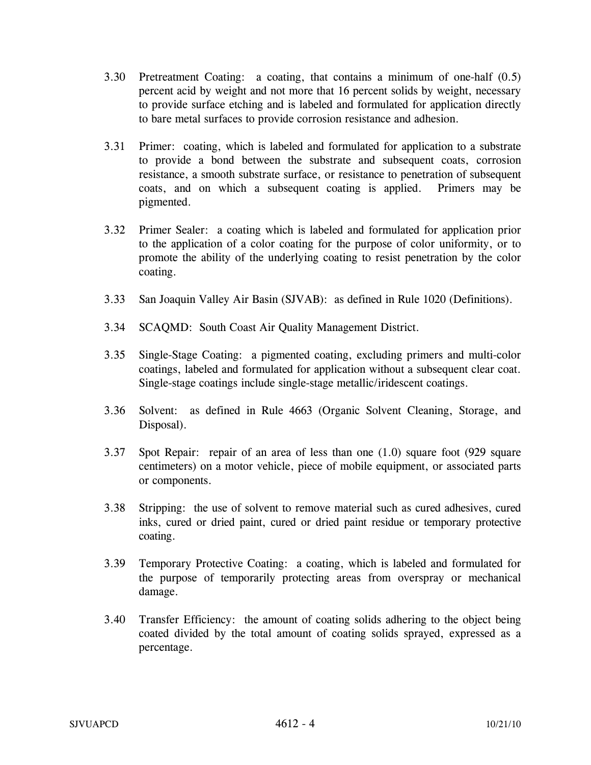3.30 Pretreatment Coating: a coating, that contains a minimum of one-half (0.5) percent acid by weight and not more that 16 percent solids by weight, necessary to provide surface etching and is labeled and formulated for application directly to bare metal surfaces to provide corrosion resistance and adhesion.

3.31 Primer: coating, which is labeled and formulated for application to a substrate to provide a bond between the substrate and subsequent coats, corrosion resistance, a smooth substrate surface, or resistance to penetration of subsequent coats, and on which a subsequent coating is applied. Primers may be pigmented.

3.32 Primer Sealer: a coating which is labeled and formulated for application prior to the application of a color coating for the purpose of color uniformity, or to promote the ability of the underlying coating to resist penetration by the color coating.

3.33 San Joaquin Valley Air Basin (SJVAB): as defined in Rule 1020 (Definitions).

3.34 SCAQMD: South Coast Air Quality Management District.

3.35 Single-Stage Coating: a pigmented coating, excluding primers and multi-color coatings, labeled and formulated for application without a subsequent clear coat. Single-stage coatings include single-stage metallic/iridescent coatings.

3.36 Solvent: as defined in Rule 4663 (Organic Solvent Cleaning, Storage, and Disposal).

3.37 Spot Repair: repair of an area of less than one (1.0) square foot (929 square centimeters) on a motor vehicle, piece of mobile equipment, or associated parts or components.

3.38 Stripping: the use of solvent to remove material such as cured adhesives, cured inks, cured or dried paint, cured or dried paint residue or temporary protective coating.

3.39 Temporary Protective Coating: a coating, which is labeled and formulated for the purpose of temporarily protecting areas from overspray or mechanical damage.

3.40 Transfer Efficiency: the amount of coating solids adhering to the object being coated divided by the total amount of coating solids sprayed, expressed as a percentage.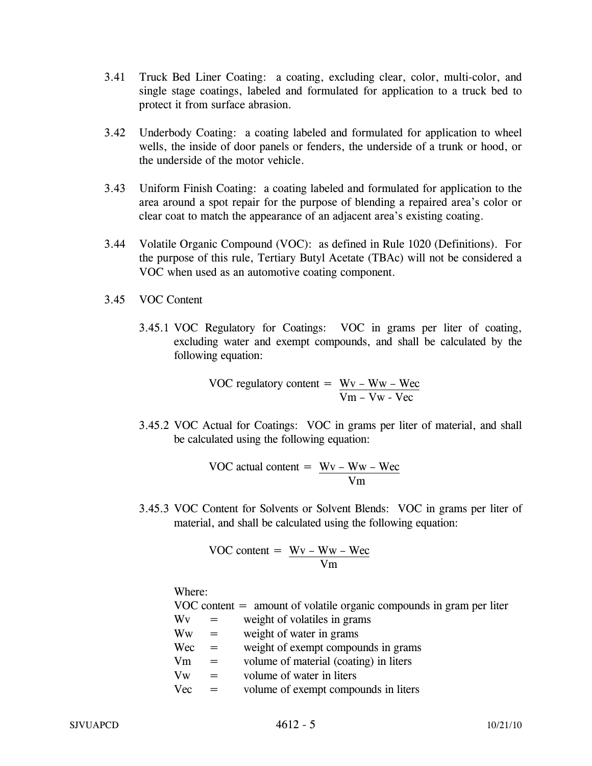3.41 Truck Bed Liner Coating: a coating, excluding clear, color, multi-color, and single stage coatings, labeled and formulated for application to a truck bed to protect it from surface abrasion.

3.42 Underbody Coating: a coating labeled and formulated for application to wheel wells, the inside of door panels or fenders, the underside of a trunk or hood, or the underside of the motor vehicle.

3.43 Uniform Finish Coating: a coating labeled and formulated for application to the area around a spot repair for the purpose of blending a repaired area's color or clear coat to match the appearance of an adjacent area's existing coating.

3.44 Volatile Organic Compound (VOC): as defined in Rule 1020 (Definitions). For the purpose of this rule, Tertiary Butyl Acetate (TBAc) will not be considered a VOC when used as an automotive coating component.

3.45 VOC Content

3.45.1 VOC Regulatory for Coatings: VOC in grams per liter of coating, excluding water and exempt compounds, and shall be calculated by the following equation:

$$\text{VOC regulatory content} = \frac{W_v - W_w - W_{ec}}{V_m - V_w - V_{ec}}$$

3.45.2 VOC Actual for Coatings: VOC in grams per liter of material, and shall be calculated using the following equation:

$$\text{VOC actual content} = \frac{W_v - W_w - W_{ec}}{V_m}$$

3.45.3 VOC Content for Solvents or Solvent Blends: VOC in grams per liter of material, and shall be calculated using the following equation:

$$\text{VOC content} = \frac{W_v - W_w - W_{ec}}{V_m}$$

Where:

VOC content = amount of volatile organic compounds in gram per liter

$W_v$ = weight of volatiles in grams

$W_w$ = weight of water in grams

$W_{ec}$ = weight of exempt compounds in grams

$V_m$ = volume of material (coating) in liters

$V_w$ = volume of water in liters

$V_{ec}$ = volume of exempt compounds in liters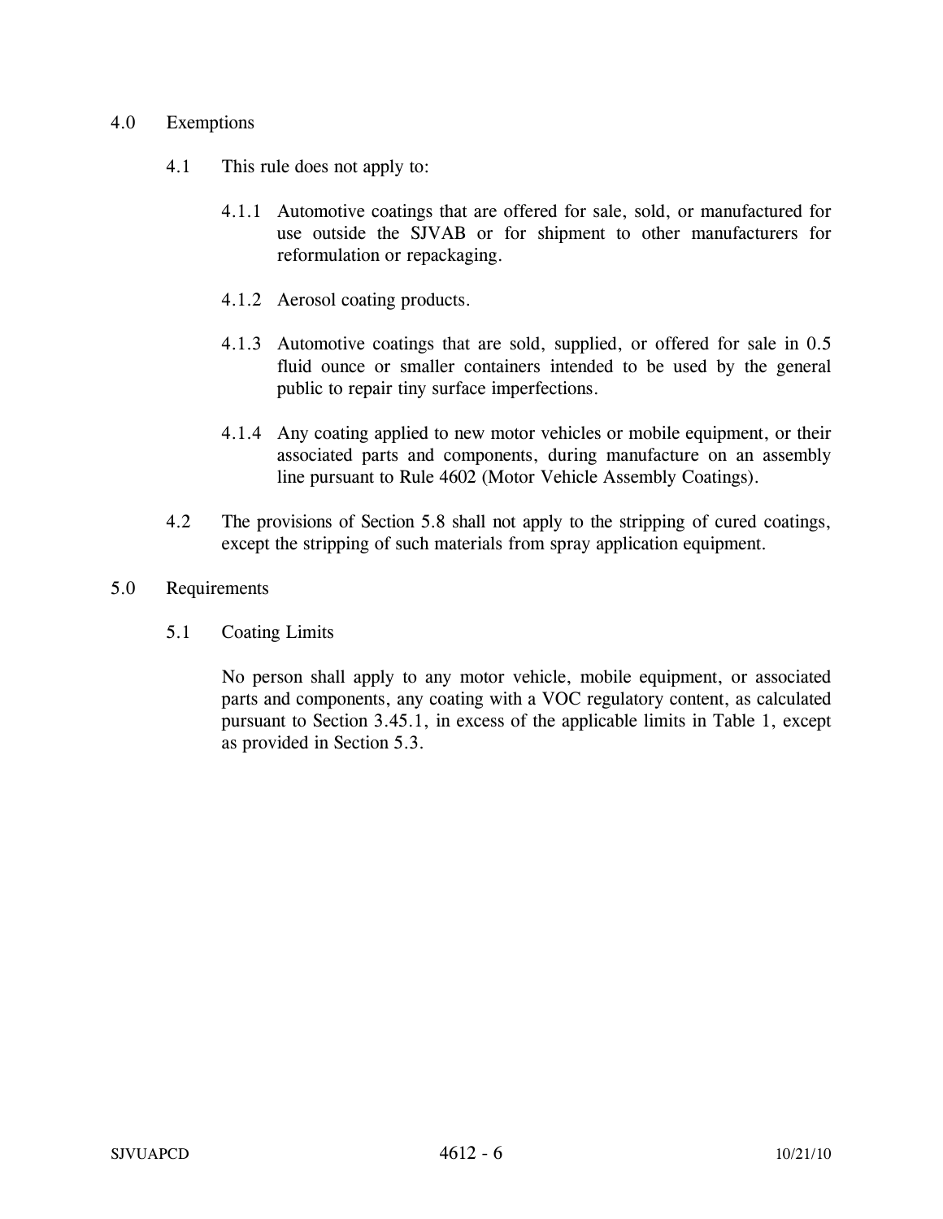## 4.0 Exemptions

4.1 This rule does not apply to:

4.1.1 Automotive coatings that are offered for sale, sold, or manufactured for use outside the SJVAB or for shipment to other manufacturers for reformulation or repackaging.

4.1.2 Aerosol coating products.

4.1.3 Automotive coatings that are sold, supplied, or offered for sale in 0.5 fluid ounce or smaller containers intended to be used by the general public to repair tiny surface imperfections.

4.1.4 Any coating applied to new motor vehicles or mobile equipment, or their associated parts and components, during manufacture on an assembly line pursuant to Rule 4602 (Motor Vehicle Assembly Coatings).

4.2 The provisions of Section 5.8 shall not apply to the stripping of cured coatings, except the stripping of such materials from spray application equipment.

## 5.0 Requirements

### 5.1 Coating Limits

No person shall apply to any motor vehicle, mobile equipment, or associated parts and components, any coating with a VOC regulatory content, as calculated pursuant to Section 3.45.1, in excess of the applicable limits in Table 1, except as provided in Section 5.3.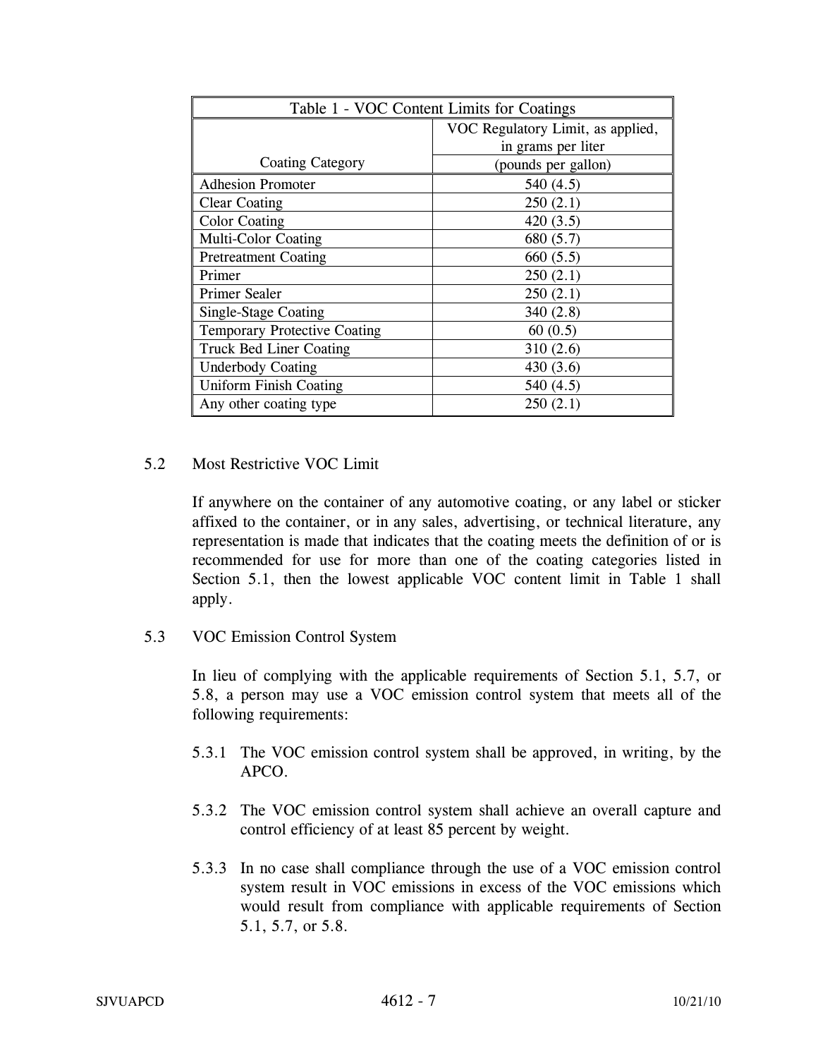| Table 1 - VOC Content Limits for Coatings | |
|---|---|
| Coating Category | VOC Regulatory Limit, as applied, in grams per liter (pounds per gallon) |
| Adhesion Promoter | 540 (4.5) |
| Clear Coating | 250 (2.1) |
| Color Coating | 420 (3.5) |
| Multi-Color Coating | 680 (5.7) |
| Pretreatment Coating | 660 (5.5) |
| Primer | 250 (2.1) |
| Primer Sealer | 250 (2.1) |
| Single-Stage Coating | 340 (2.8) |
| Temporary Protective Coating | 60 (0.5) |
| Truck Bed Liner Coating | 310 (2.6) |
| Underbody Coating | 430 (3.6) |
| Uniform Finish Coating | 540 (4.5) |
| Any other coating type | 250 (2.1) |

5.2 Most Restrictive VOC Limit

If anywhere on the container of any automotive coating, or any label or sticker affixed to the container, or in any sales, advertising, or technical literature, any representation is made that indicates that the coating meets the definition of or is recommended for use for more than one of the coating categories listed in Section 5.1, then the lowest applicable VOC content limit in Table 1 shall apply.

5.3 VOC Emission Control System

In lieu of complying with the applicable requirements of Section 5.1, 5.7, or 5.8, a person may use a VOC emission control system that meets all of the following requirements:

5.3.1 The VOC emission control system shall be approved, in writing, by the APCO.

5.3.2 The VOC emission control system shall achieve an overall capture and control efficiency of at least 85 percent by weight.

5.3.3 In no case shall compliance through the use of a VOC emission control system result in VOC emissions in excess of the VOC emissions which would result from compliance with applicable requirements of Section 5.1, 5.7, or 5.8.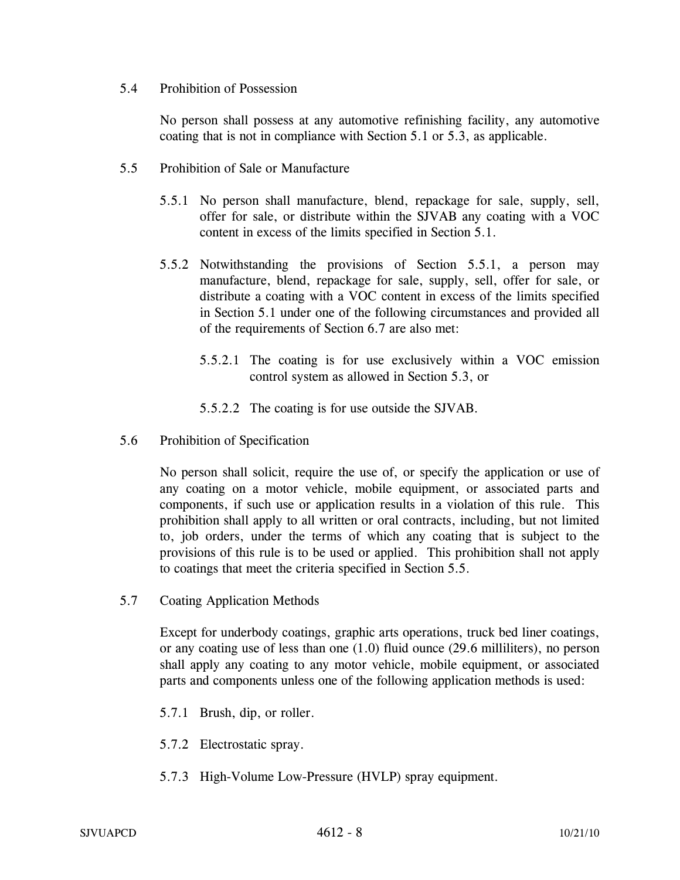## 5.4 Prohibition of Possession

No person shall possess at any automotive refinishing facility, any automotive coating that is not in compliance with Section 5.1 or 5.3, as applicable.

## 5.5 Prohibition of Sale or Manufacture

5.5.1 No person shall manufacture, blend, repackage for sale, supply, sell, offer for sale, or distribute within the SJVAB any coating with a VOC content in excess of the limits specified in Section 5.1.

5.5.2 Notwithstanding the provisions of Section 5.5.1, a person may manufacture, blend, repackage for sale, supply, sell, offer for sale, or distribute a coating with a VOC content in excess of the limits specified in Section 5.1 under one of the following circumstances and provided all of the requirements of Section 6.7 are also met:

5.5.2.1 The coating is for use exclusively within a VOC emission control system as allowed in Section 5.3, or

5.5.2.2 The coating is for use outside the SJVAB.

## 5.6 Prohibition of Specification

No person shall solicit, require the use of, or specify the application or use of any coating on a motor vehicle, mobile equipment, or associated parts and components, if such use or application results in a violation of this rule. This prohibition shall apply to all written or oral contracts, including, but not limited to, job orders, under the terms of which any coating that is subject to the provisions of this rule is to be used or applied. This prohibition shall not apply to coatings that meet the criteria specified in Section 5.5.

## 5.7 Coating Application Methods

Except for underbody coatings, graphic arts operations, truck bed liner coatings, or any coating use of less than one (1.0) fluid ounce (29.6 milliliters), no person shall apply any coating to any motor vehicle, mobile equipment, or associated parts and components unless one of the following application methods is used:

5.7.1 Brush, dip, or roller.

5.7.2 Electrostatic spray.

5.7.3 High-Volume Low-Pressure (HVLP) spray equipment.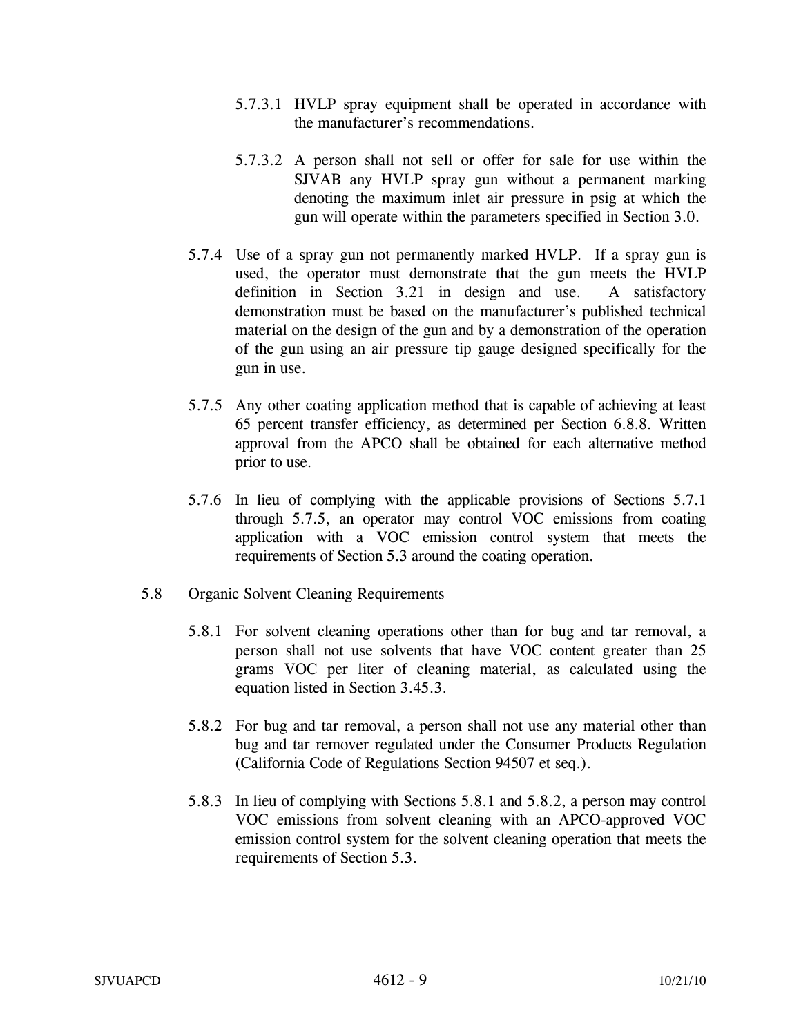5.7.3.1 HVLP spray equipment shall be operated in accordance with the manufacturer's recommendations.

5.7.3.2 A person shall not sell or offer for sale for use within the SJVAB any HVLP spray gun without a permanent marking denoting the maximum inlet air pressure in psig at which the gun will operate within the parameters specified in Section 3.0.

5.7.4 Use of a spray gun not permanently marked HVLP. If a spray gun is used, the operator must demonstrate that the gun meets the HVLP definition in Section 3.21 in design and use. A satisfactory demonstration must be based on the manufacturer's published technical material on the design of the gun and by a demonstration of the operation of the gun using an air pressure tip gauge designed specifically for the gun in use.

5.7.5 Any other coating application method that is capable of achieving at least 65 percent transfer efficiency, as determined per Section 6.8.8. Written approval from the APCO shall be obtained for each alternative method prior to use.

5.7.6 In lieu of complying with the applicable provisions of Sections 5.7.1 through 5.7.5, an operator may control VOC emissions from coating application with a VOC emission control system that meets the requirements of Section 5.3 around the coating operation.

5.8 Organic Solvent Cleaning Requirements

5.8.1 For solvent cleaning operations other than for bug and tar removal, a person shall not use solvents that have VOC content greater than 25 grams VOC per liter of cleaning material, as calculated using the equation listed in Section 3.45.3.

5.8.2 For bug and tar removal, a person shall not use any material other than bug and tar remover regulated under the Consumer Products Regulation (California Code of Regulations Section 94507 et seq.).

5.8.3 In lieu of complying with Sections 5.8.1 and 5.8.2, a person may control VOC emissions from solvent cleaning with an APCO-approved VOC emission control system for the solvent cleaning operation that meets the requirements of Section 5.3.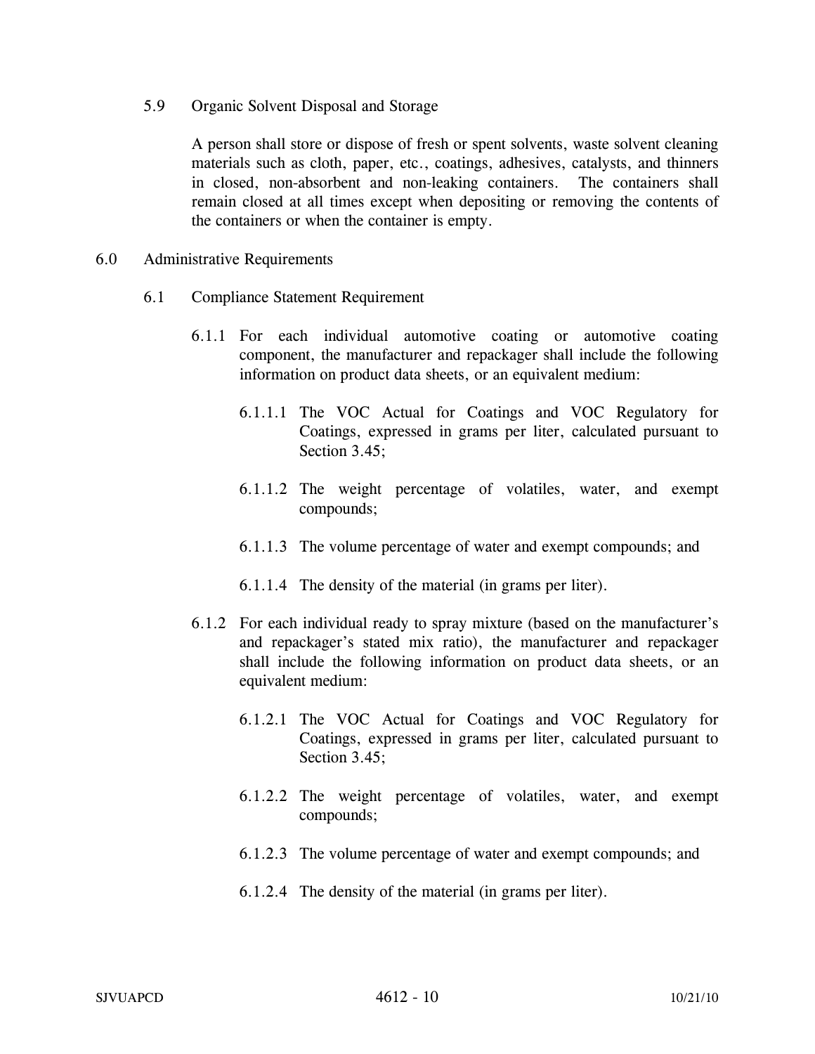### 5.9 Organic Solvent Disposal and Storage

A person shall store or dispose of fresh or spent solvents, waste solvent cleaning materials such as cloth, paper, etc., coatings, adhesives, catalysts, and thinners in closed, non-absorbent and non-leaking containers. The containers shall remain closed at all times except when depositing or removing the contents of the containers or when the container is empty.

## 6.0 Administrative Requirements

### 6.1 Compliance Statement Requirement

6.1.1 For each individual automotive coating or automotive coating component, the manufacturer and repackager shall include the following information on product data sheets, or an equivalent medium:

6.1.1.1 The VOC Actual for Coatings and VOC Regulatory for Coatings, expressed in grams per liter, calculated pursuant to Section 3.45;

6.1.1.2 The weight percentage of volatiles, water, and exempt compounds;

6.1.1.3 The volume percentage of water and exempt compounds; and

6.1.1.4 The density of the material (in grams per liter).

6.1.2 For each individual ready to spray mixture (based on the manufacturer's and repackager's stated mix ratio), the manufacturer and repackager shall include the following information on product data sheets, or an equivalent medium:

6.1.2.1 The VOC Actual for Coatings and VOC Regulatory for Coatings, expressed in grams per liter, calculated pursuant to Section 3.45;

6.1.2.2 The weight percentage of volatiles, water, and exempt compounds;

6.1.2.3 The volume percentage of water and exempt compounds; and

6.1.2.4 The density of the material (in grams per liter).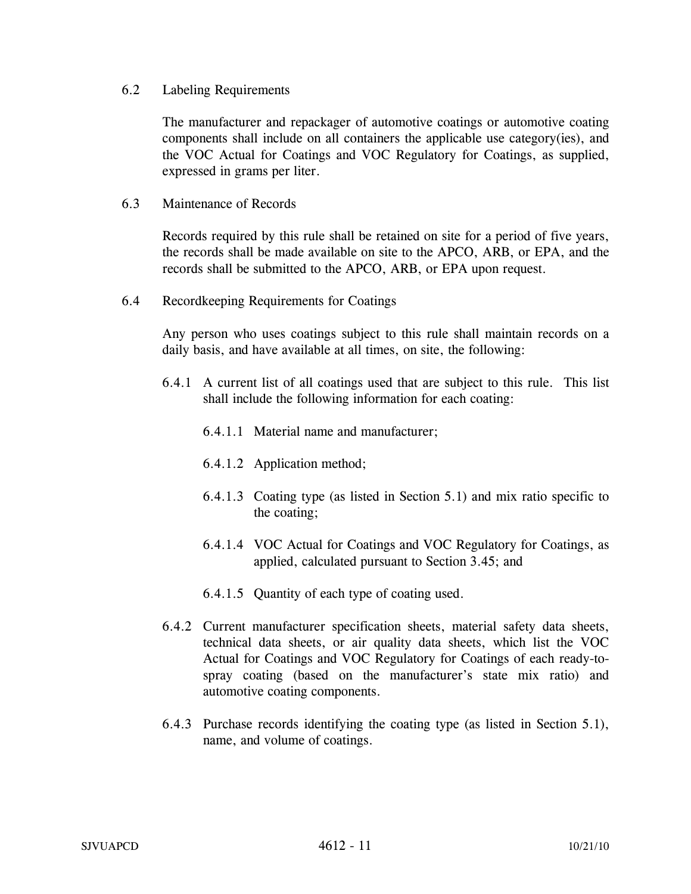### 6.2 Labeling Requirements

The manufacturer and repackager of automotive coatings or automotive coating components shall include on all containers the applicable use category(ies), and the VOC Actual for Coatings and VOC Regulatory for Coatings, as supplied, expressed in grams per liter.

### 6.3 Maintenance of Records

Records required by this rule shall be retained on site for a period of five years, the records shall be made available on site to the APCO, ARB, or EPA, and the records shall be submitted to the APCO, ARB, or EPA upon request.

### 6.4 Recordkeeping Requirements for Coatings

Any person who uses coatings subject to this rule shall maintain records on a daily basis, and have available at all times, on site, the following:

6.4.1 A current list of all coatings used that are subject to this rule. This list shall include the following information for each coating:

6.4.1.1 Material name and manufacturer;

6.4.1.2 Application method;

6.4.1.3 Coating type (as listed in Section 5.1) and mix ratio specific to the coating;

6.4.1.4 VOC Actual for Coatings and VOC Regulatory for Coatings, as applied, calculated pursuant to Section 3.45; and

6.4.1.5 Quantity of each type of coating used.

6.4.2 Current manufacturer specification sheets, material safety data sheets, technical data sheets, or air quality data sheets, which list the VOC Actual for Coatings and VOC Regulatory for Coatings of each ready-to-spray coating (based on the manufacturer's state mix ratio) and automotive coating components.

6.4.3 Purchase records identifying the coating type (as listed in Section 5.1), name, and volume of coatings.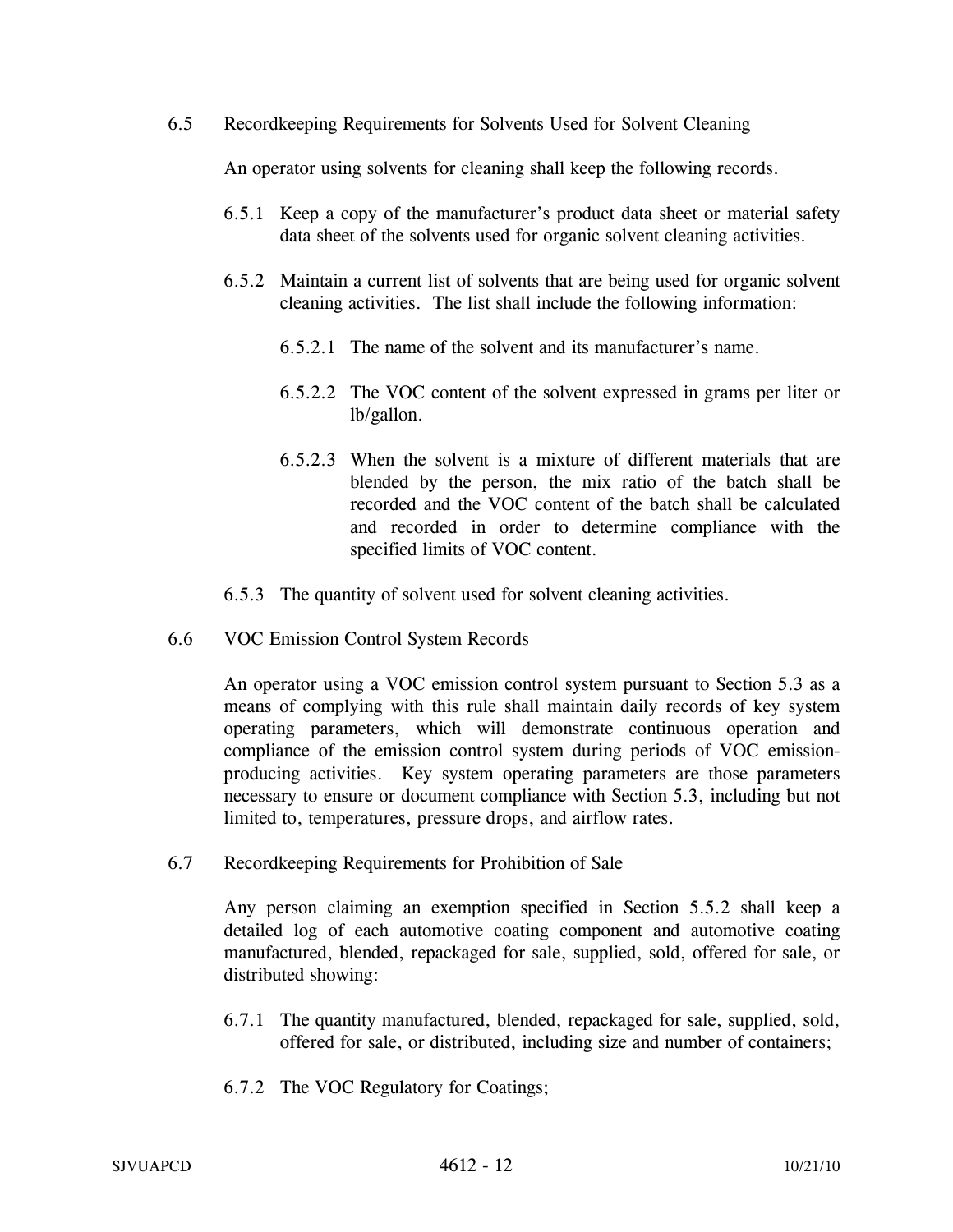6.5 Recordkeeping Requirements for Solvents Used for Solvent Cleaning

An operator using solvents for cleaning shall keep the following records.

6.5.1 Keep a copy of the manufacturer's product data sheet or material safety data sheet of the solvents used for organic solvent cleaning activities.

6.5.2 Maintain a current list of solvents that are being used for organic solvent cleaning activities. The list shall include the following information:

6.5.2.1 The name of the solvent and its manufacturer's name.

6.5.2.2 The VOC content of the solvent expressed in grams per liter or lb/gallon.

6.5.2.3 When the solvent is a mixture of different materials that are blended by the person, the mix ratio of the batch shall be recorded and the VOC content of the batch shall be calculated and recorded in order to determine compliance with the specified limits of VOC content.

6.5.3 The quantity of solvent used for solvent cleaning activities.

6.6 VOC Emission Control System Records

An operator using a VOC emission control system pursuant to Section 5.3 as a means of complying with this rule shall maintain daily records of key system operating parameters, which will demonstrate continuous operation and compliance of the emission control system during periods of VOC emission-producing activities. Key system operating parameters are those parameters necessary to ensure or document compliance with Section 5.3, including but not limited to, temperatures, pressure drops, and airflow rates.

6.7 Recordkeeping Requirements for Prohibition of Sale

Any person claiming an exemption specified in Section 5.5.2 shall keep a detailed log of each automotive coating component and automotive coating manufactured, blended, repackaged for sale, supplied, sold, offered for sale, or distributed showing:

6.7.1 The quantity manufactured, blended, repackaged for sale, supplied, sold, offered for sale, or distributed, including size and number of containers;

6.7.2 The VOC Regulatory for Coatings;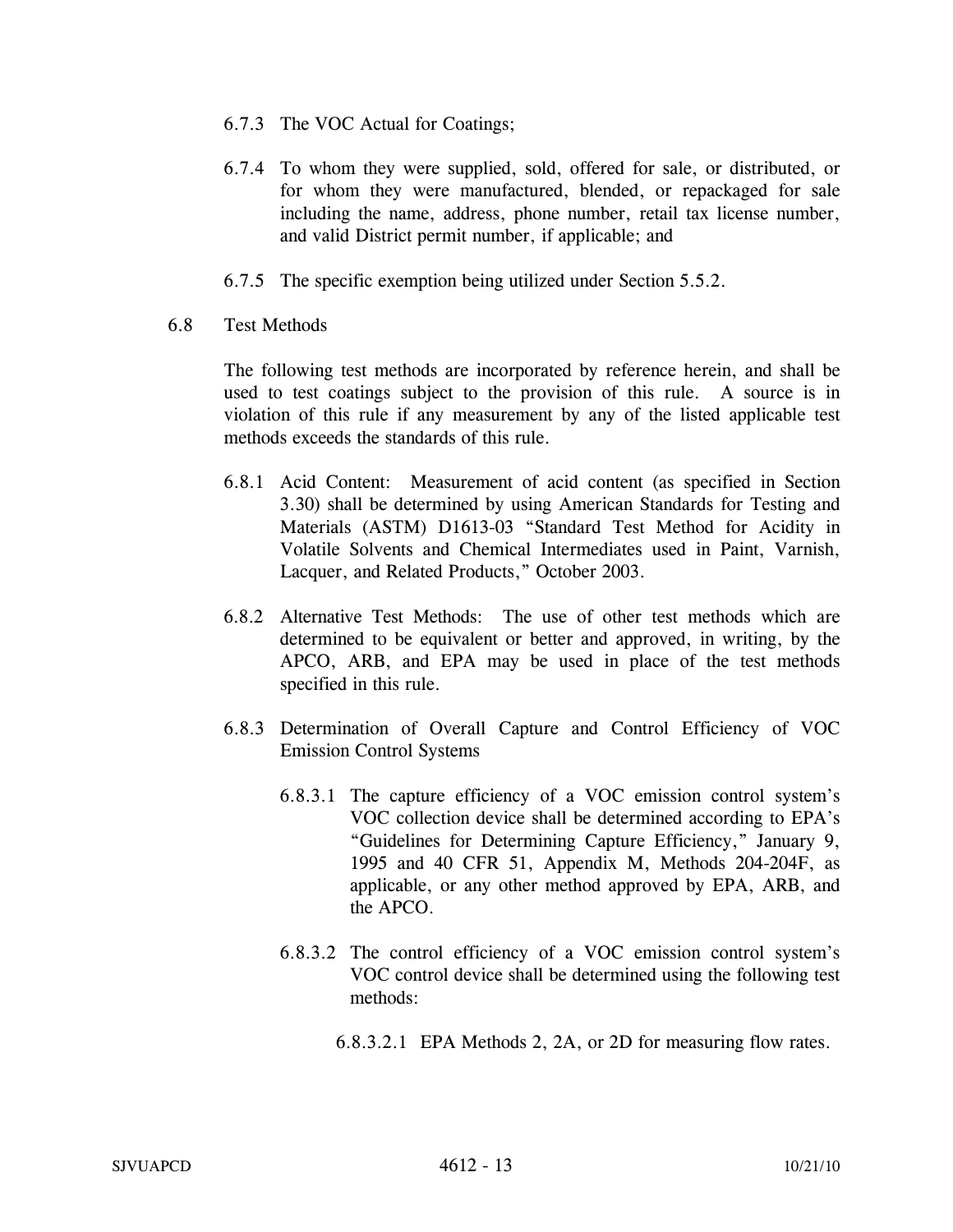6.7.3 The VOC Actual for Coatings;

6.7.4 To whom they were supplied, sold, offered for sale, or distributed, or for whom they were manufactured, blended, or repackaged for sale including the name, address, phone number, retail tax license number, and valid District permit number, if applicable; and

6.7.5 The specific exemption being utilized under Section 5.5.2.

6.8 Test Methods

The following test methods are incorporated by reference herein, and shall be used to test coatings subject to the provision of this rule. A source is in violation of this rule if any measurement by any of the listed applicable test methods exceeds the standards of this rule.

6.8.1 Acid Content: Measurement of acid content (as specified in Section 3.30) shall be determined by using American Standards for Testing and Materials (ASTM) D1613-03 "Standard Test Method for Acidity in Volatile Solvents and Chemical Intermediates used in Paint, Varnish, Lacquer, and Related Products," October 2003.

6.8.2 Alternative Test Methods: The use of other test methods which are determined to be equivalent or better and approved, in writing, by the APCO, ARB, and EPA may be used in place of the test methods specified in this rule.

6.8.3 Determination of Overall Capture and Control Efficiency of VOC Emission Control Systems

6.8.3.1 The capture efficiency of a VOC emission control system's VOC collection device shall be determined according to EPA's "Guidelines for Determining Capture Efficiency," January 9, 1995 and 40 CFR 51, Appendix M, Methods 204-204F, as applicable, or any other method approved by EPA, ARB, and the APCO.

6.8.3.2 The control efficiency of a VOC emission control system's VOC control device shall be determined using the following test methods:

6.8.3.2.1 EPA Methods 2, 2A, or 2D for measuring flow rates.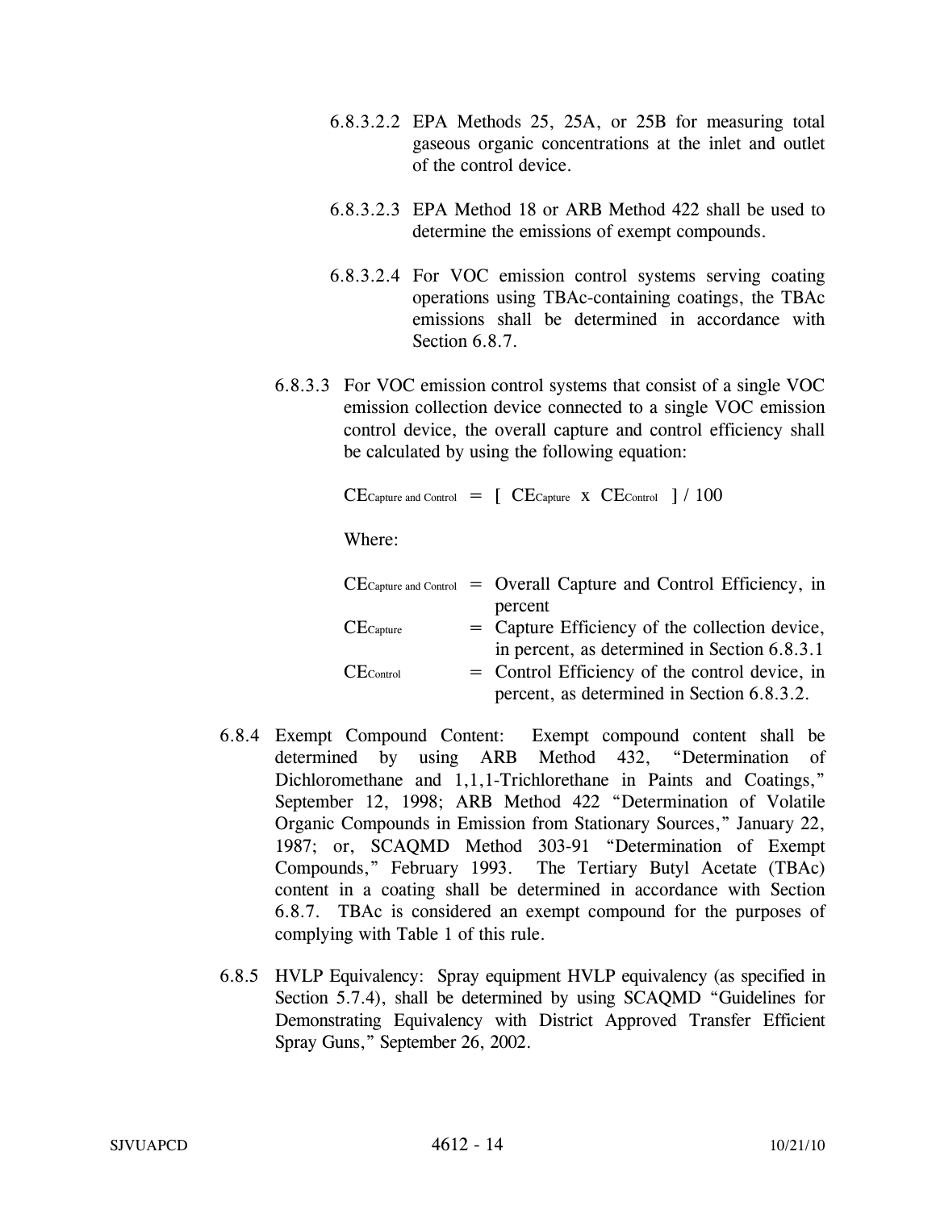6.8.3.2.2 EPA Methods 25, 25A, or 25B for measuring total gaseous organic concentrations at the inlet and outlet of the control device.

6.8.3.2.3 EPA Method 18 or ARB Method 422 shall be used to determine the emissions of exempt compounds.

6.8.3.2.4 For VOC emission control systems serving coating operations using TBAc-containing coatings, the TBAc emissions shall be determined in accordance with Section 6.8.7.

6.8.3.3 For VOC emission control systems that consist of a single VOC emission collection device connected to a single VOC emission control device, the overall capture and control efficiency shall be calculated by using the following equation:

$$CE_{\text{Capture and Control}} = [\ CE_{\text{Capture}} \times CE_{\text{Control}}\ ] / 100$$

Where:

$CE_{\text{Capture and Control}}$ = Overall Capture and Control Efficiency, in percent

$CE_{\text{Capture}}$ = Capture Efficiency of the collection device, in percent, as determined in Section 6.8.3.1

$CE_{\text{Control}}$ = Control Efficiency of the control device, in percent, as determined in Section 6.8.3.2.

6.8.4 Exempt Compound Content: Exempt compound content shall be determined by using ARB Method 432, "Determination of Dichloromethane and 1,1,1-Trichlorethane in Paints and Coatings," September 12, 1998; ARB Method 422 "Determination of Volatile Organic Compounds in Emission from Stationary Sources," January 22, 1987; or, SCAQMD Method 303-91 "Determination of Exempt Compounds," February 1993. The Tertiary Butyl Acetate (TBAc) content in a coating shall be determined in accordance with Section 6.8.7. TBAc is considered an exempt compound for the purposes of complying with Table 1 of this rule.

6.8.5 HVLP Equivalency: Spray equipment HVLP equivalency (as specified in Section 5.7.4), shall be determined by using SCAQMD "Guidelines for Demonstrating Equivalency with District Approved Transfer Efficient Spray Guns," September 26, 2002.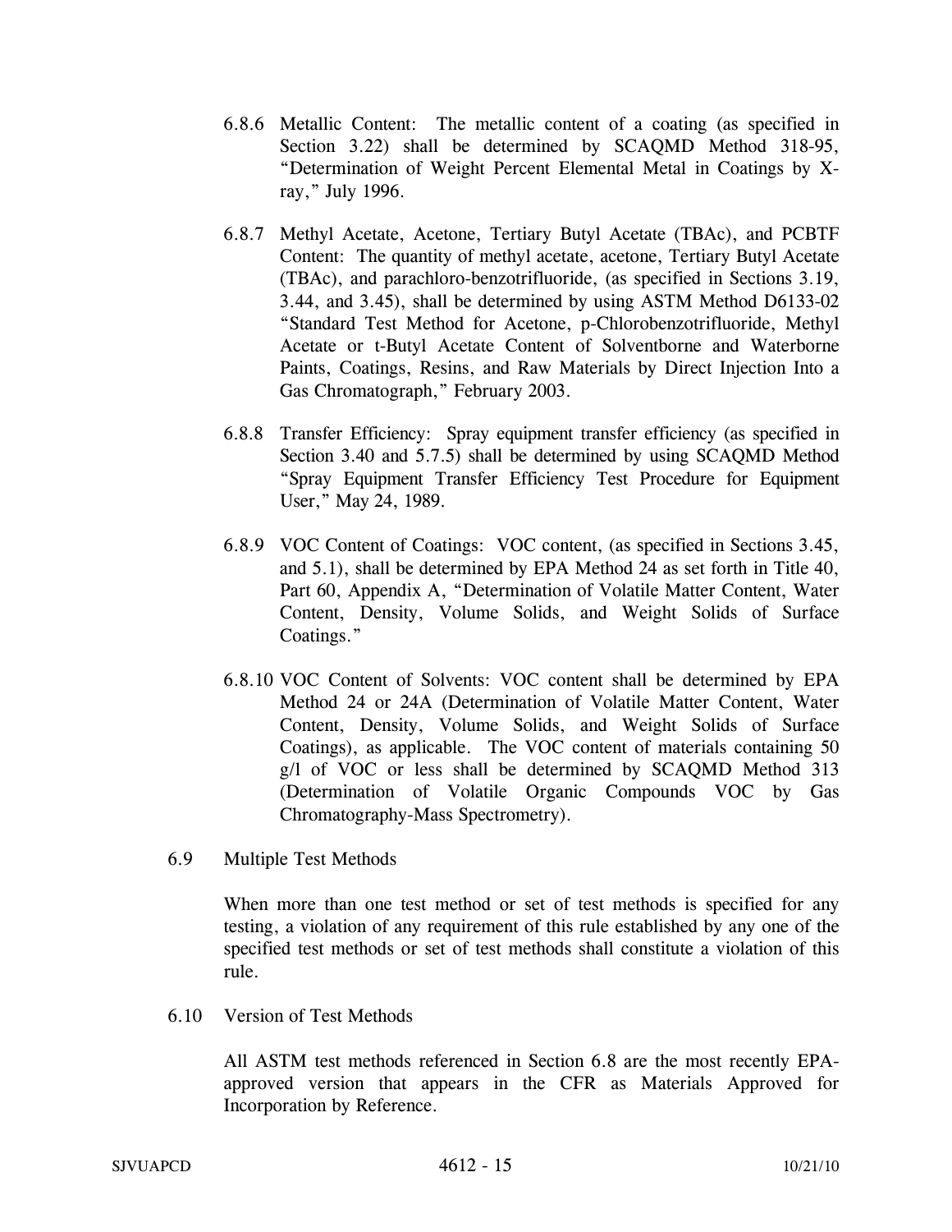6.8.6 Metallic Content: The metallic content of a coating (as specified in Section 3.22) shall be determined by SCAQMD Method 318-95, "Determination of Weight Percent Elemental Metal in Coatings by X-ray," July 1996.

6.8.7 Methyl Acetate, Acetone, Tertiary Butyl Acetate (TBAc), and PCBTF Content: The quantity of methyl acetate, acetone, Tertiary Butyl Acetate (TBAc), and parachloro-benzotrifluoride, (as specified in Sections 3.19, 3.44, and 3.45), shall be determined by using ASTM Method D6133-02 "Standard Test Method for Acetone, p-Chlorobenzotrifluoride, Methyl Acetate or t-Butyl Acetate Content of Solventborne and Waterborne Paints, Coatings, Resins, and Raw Materials by Direct Injection Into a Gas Chromatograph," February 2003.

6.8.8 Transfer Efficiency: Spray equipment transfer efficiency (as specified in Section 3.40 and 5.7.5) shall be determined by using SCAQMD Method "Spray Equipment Transfer Efficiency Test Procedure for Equipment User," May 24, 1989.

6.8.9 VOC Content of Coatings: VOC content, (as specified in Sections 3.45, and 5.1), shall be determined by EPA Method 24 as set forth in Title 40, Part 60, Appendix A, "Determination of Volatile Matter Content, Water Content, Density, Volume Solids, and Weight Solids of Surface Coatings."

6.8.10 VOC Content of Solvents: VOC content shall be determined by EPA Method 24 or 24A (Determination of Volatile Matter Content, Water Content, Density, Volume Solids, and Weight Solids of Surface Coatings), as applicable. The VOC content of materials containing 50 g/l of VOC or less shall be determined by SCAQMD Method 313 (Determination of Volatile Organic Compounds VOC by Gas Chromatography-Mass Spectrometry).

6.9 Multiple Test Methods

When more than one test method or set of test methods is specified for any testing, a violation of any requirement of this rule established by any one of the specified test methods or set of test methods shall constitute a violation of this rule.

6.10 Version of Test Methods

All ASTM test methods referenced in Section 6.8 are the most recently EPA-approved version that appears in the CFR as Materials Approved for Incorporation by Reference.